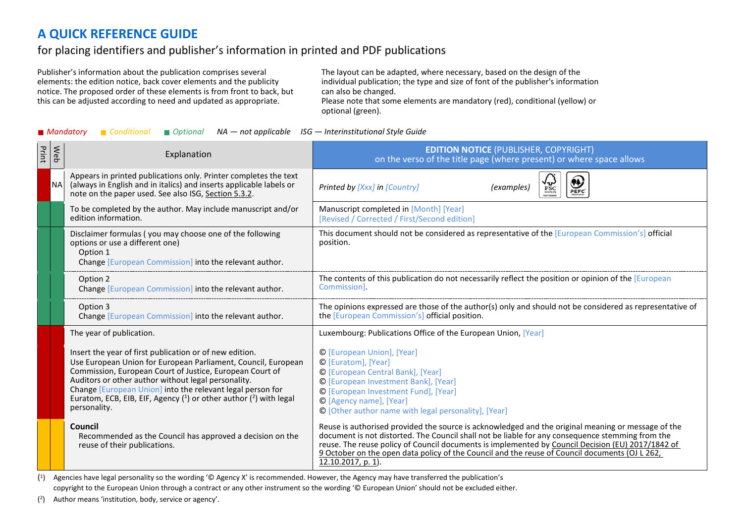# A QUICK REFERENCE GUIDE

## for placing identifiers and publisher's information in printed and PDF publications

Publisher's information about the publication comprises several elements: the edition notice, back cover elements and the publicity notice. The proposed order of these elements is from front to back, but this can be adjusted according to need and updated as appropriate.

The layout can be adapted, where necessary, based on the design of the individual publication; the type and size of font of the publisher's information can also be changed.
Please note that some elements are mandatory (red), conditional (yellow) or optional (green).

■ *Mandatory* ■ *Conditional* ■ *Optional* *NA — not applicable* *ISG — Interinstitutional Style Guide*

| Print | Web | Explanation | **EDITION NOTICE** (PUBLISHER, COPYRIGHT) on the verso of the title page (where present) or where space allows |
|---|---|---|---|
| Mandatory | NA | Appears in printed publications only. Printer completes the text (always in English and in italics) and inserts applicable labels or note on the paper used. See also ISG, Section 5.3.2. | *Printed by [Xxx] in [Country]* *(examples)* FSC PEFC |
| Optional | Optional | To be completed by the author. May include manuscript and/or edition information. | Manuscript completed in [Month] [Year]<br>[Revised / Corrected / First/Second edition] |
| Optional | Optional | Disclaimer formulas ( you may choose one of the following options or use a different one)<br>Option 1<br>Change [European Commission] into the relevant author. | This document should not be considered as representative of the [European Commission's] official position. |
| Optional | Optional | Option 2<br>Change [European Commission] into the relevant author. | The contents of this publication do not necessarily reflect the position or opinion of the [European Commission]. |
| Optional | Optional | Option 3<br>Change [European Commission] into the relevant author. | The opinions expressed are those of the author(s) only and should not be considered as representative of the [European Commission's] official position. |
| Mandatory | Mandatory | The year of publication. | Luxembourg: Publications Office of the European Union, [Year] |
| Mandatory | Mandatory | Insert the year of first publication or of new edition.<br>Use European Union for European Parliament, Council, European Commission, European Court of Justice, European Court of Auditors or other author without legal personality.<br>Change [European Union] into the relevant legal person for Euratom, ECB, EIB, EIF, Agency ([1]) or other author ([2]) with legal personality. | © [European Union], [Year]<br>© [Euratom], [Year]<br>© [European Central Bank], [Year]<br>© [European Investment Bank], [Year]<br>© [European Investment Fund], [Year]<br>© [Agency name], [Year]<br>© [Other author name with legal personality], [Year] |
| Conditional | Conditional | **Council**<br>Recommended as the Council has approved a decision on the reuse of their publications. | Reuse is authorised provided the source is acknowledged and the original meaning or message of the document is not distorted. The Council shall not be liable for any consequence stemming from the reuse. The reuse policy of Council documents is implemented by Council Decision (EU) 2017/1842 of 9 October on the open data policy of the Council and the reuse of Council documents (OJ L 262, 12.10.2017, p. 1). |

([1]) Agencies have legal personality so the wording '© Agency X' is recommended. However, the Agency may have transferred the publication's copyright to the European Union through a contract or any other instrument so the wording '© European Union' should not be excluded either.

([2]) Author means 'institution, body, service or agency'.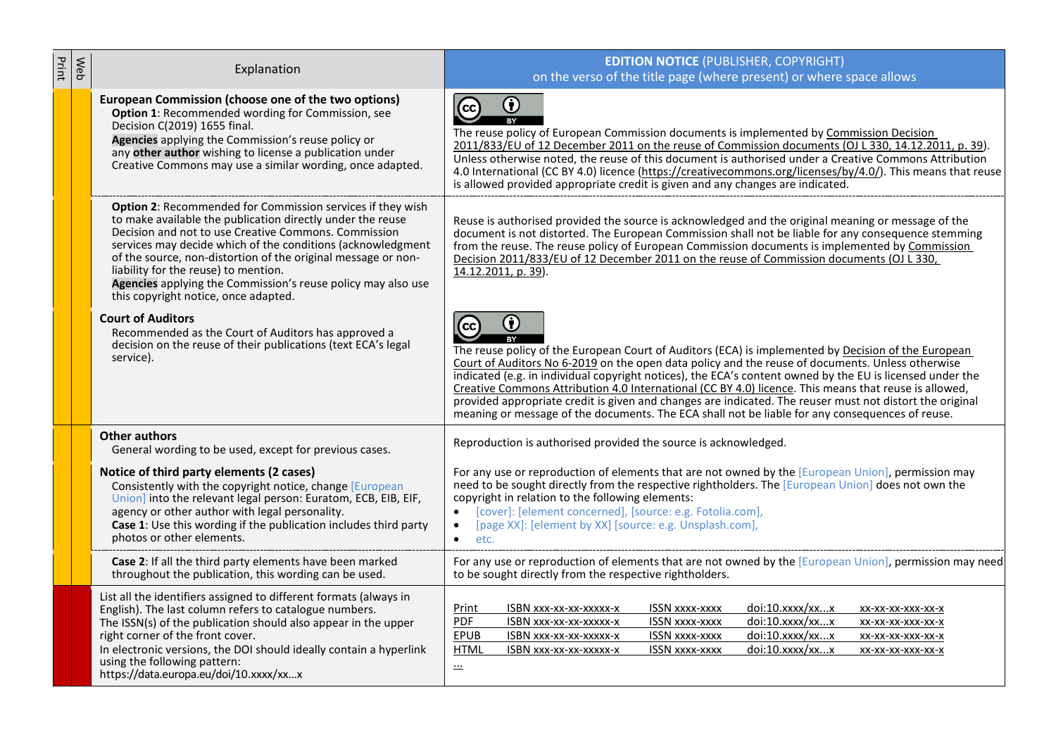| Print | Web | Explanation | **EDITION NOTICE** (PUBLISHER, COPYRIGHT) on the verso of the title page (where present) or where space allows |
|---|---|---|---|
| | | **European Commission (choose one of the two options)**<br>**Option 1**: Recommended wording for Commission, see Decision C(2019) 1655 final.<br>**Agencies** applying the Commission's reuse policy or any **other author** wishing to license a publication under Creative Commons may use a similar wording, once adapted. | cc BY<br>The reuse policy of European Commission documents is implemented by Commission Decision 2011/833/EU of 12 December 2011 on the reuse of Commission documents (OJ L 330, 14.12.2011, p. 39). Unless otherwise noted, the reuse of this document is authorised under a Creative Commons Attribution 4.0 International (CC BY 4.0) licence (https://creativecommons.org/licenses/by/4.0/). This means that reuse is allowed provided appropriate credit is given and any changes are indicated. |
| | | **Option 2**: Recommended for Commission services if they wish to make available the publication directly under the reuse Decision and not to use Creative Commons. Commission services may decide which of the conditions (acknowledgment of the source, non-distortion of the original message or non-liability for the reuse) to mention.<br>**Agencies** applying the Commission's reuse policy may also use this copyright notice, once adapted. | Reuse is authorised provided the source is acknowledged and the original meaning or message of the document is not distorted. The European Commission shall not be liable for any consequence stemming from the reuse. The reuse policy of European Commission documents is implemented by Commission Decision 2011/833/EU of 12 December 2011 on the reuse of Commission documents (OJ L 330, 14.12.2011, p. 39). |
| | | **Court of Auditors**<br>Recommended as the Court of Auditors has approved a decision on the reuse of their publications (text ECA's legal service). | cc BY<br>The reuse policy of the European Court of Auditors (ECA) is implemented by Decision of the European Court of Auditors No 6-2019 on the open data policy and the reuse of documents. Unless otherwise indicated (e.g. in individual copyright notices), the ECA's content owned by the EU is licensed under the Creative Commons Attribution 4.0 International (CC BY 4.0) licence. This means that reuse is allowed, provided appropriate credit is given and changes are indicated. The reuser must not distort the original meaning or message of the documents. The ECA shall not be liable for any consequences of reuse. |
| | | **Other authors**<br>General wording to be used, except for previous cases. | Reproduction is authorised provided the source is acknowledged. |
| | | **Notice of third party elements (2 cases)**<br>Consistently with the copyright notice, change [European Union] into the relevant legal person: Euratom, ECB, EIB, EIF, agency or other author with legal personality.<br>**Case 1**: Use this wording if the publication includes third party photos or other elements. | For any use or reproduction of elements that are not owned by the [European Union], permission may need to be sought directly from the respective rightholders. The [European Union] does not own the copyright in relation to the following elements:<br>• [cover]: [element concerned], [source: e.g. Fotolia.com],<br>• [page XX]: [element by XX] [source: e.g. Unsplash.com],<br>• etc. |
| | | **Case 2**: If all the third party elements have been marked throughout the publication, this wording can be used. | For any use or reproduction of elements that are not owned by the [European Union], permission may need to be sought directly from the respective rightholders. |
| | | List all the identifiers assigned to different formats (always in English). The last column refers to catalogue numbers.<br>The ISSN(s) of the publication should also appear in the upper right corner of the front cover.<br>In electronic versions, the DOI should ideally contain a hyperlink using the following pattern:<br>https://data.europa.eu/doi/10.xxxx/xx…x | Print ISBN xxx-xx-xx-xxxxx-x ISSN xxxx-xxxx doi:10.xxxx/xx…x xx-xx-xx-xxx-xx-x<br>PDF ISBN xxx-xx-xx-xxxxx-x ISSN xxxx-xxxx doi:10.xxxx/xx…x xx-xx-xx-xxx-xx-x<br>EPUB ISBN xxx-xx-xx-xxxxx-x ISSN xxxx-xxxx doi:10.xxxx/xx…x xx-xx-xx-xxx-xx-x<br>HTML ISBN xxx-xx-xx-xxxxx-x ISSN xxxx-xxxx doi:10.xxxx/xx…x xx-xx-xx-xxx-xx-x<br>… |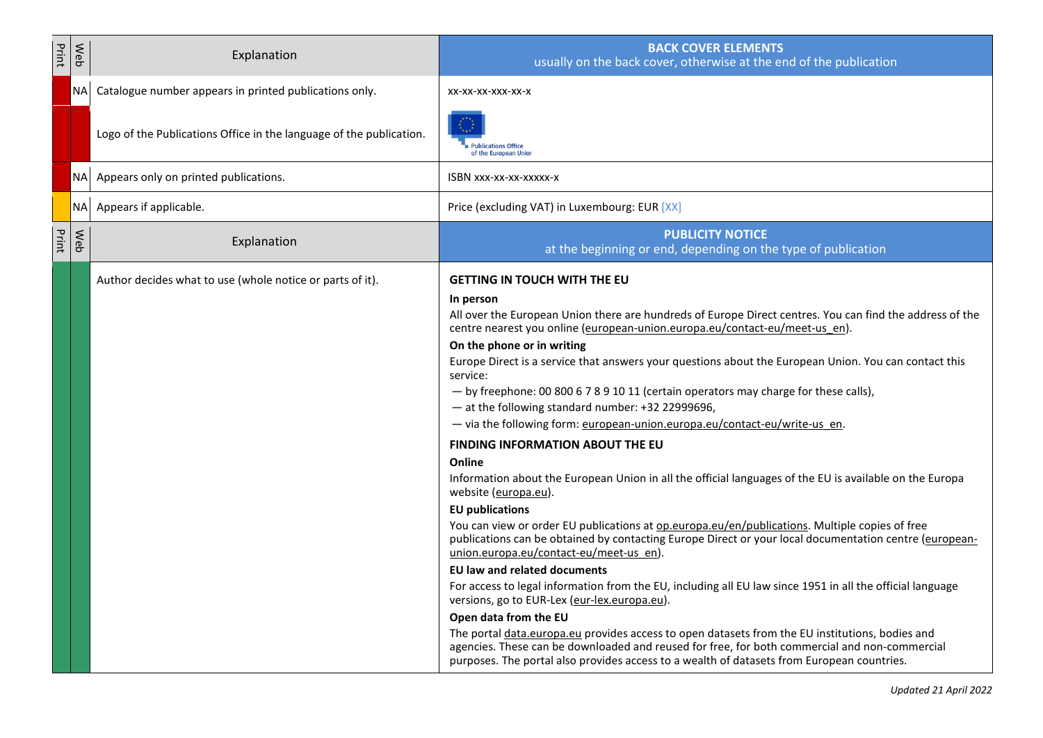| Print | Web | Explanation | BACK COVER ELEMENTS usually on the back cover, otherwise at the end of the publication |
|---|---|---|---|
| | NA | Catalogue number appears in printed publications only. | xx-xx-xx-xxx-xx-x |
| | | Logo of the Publications Office in the language of the publication. | Publications Office of the European Union |
| | NA | Appears only on printed publications. | ISBN xxx-xx-xx-xxxxx-x |
| | NA | Appears if applicable. | Price (excluding VAT) in Luxembourg: EUR [XX] |

| Print | Web | Explanation | PUBLICITY NOTICE at the beginning or end, depending on the type of publication |
|---|---|---|---|
| | | Author decides what to use (whole notice or parts of it). | **GETTING IN TOUCH WITH THE EU**<br>**In person**<br>All over the European Union there are hundreds of Europe Direct centres. You can find the address of the centre nearest you online (european-union.europa.eu/contact-eu/meet-us_en).<br>**On the phone or in writing**<br>Europe Direct is a service that answers your questions about the European Union. You can contact this service:<br>— by freephone: 00 800 6 7 8 9 10 11 (certain operators may charge for these calls),<br>— at the following standard number: +32 22999696,<br>— via the following form: european-union.europa.eu/contact-eu/write-us_en.<br>**FINDING INFORMATION ABOUT THE EU**<br>**Online**<br>Information about the European Union in all the official languages of the EU is available on the Europa website (europa.eu).<br>**EU publications**<br>You can view or order EU publications at op.europa.eu/en/publications. Multiple copies of free publications can be obtained by contacting Europe Direct or your local documentation centre (european-union.europa.eu/contact-eu/meet-us_en).<br>**EU law and related documents**<br>For access to legal information from the EU, including all EU law since 1951 in all the official language versions, go to EUR-Lex (eur-lex.europa.eu).<br>**Open data from the EU**<br>The portal data.europa.eu provides access to open datasets from the EU institutions, bodies and agencies. These can be downloaded and reused for free, for both commercial and non-commercial purposes. The portal also provides access to a wealth of datasets from European countries. |

*Updated 21 April 2022*